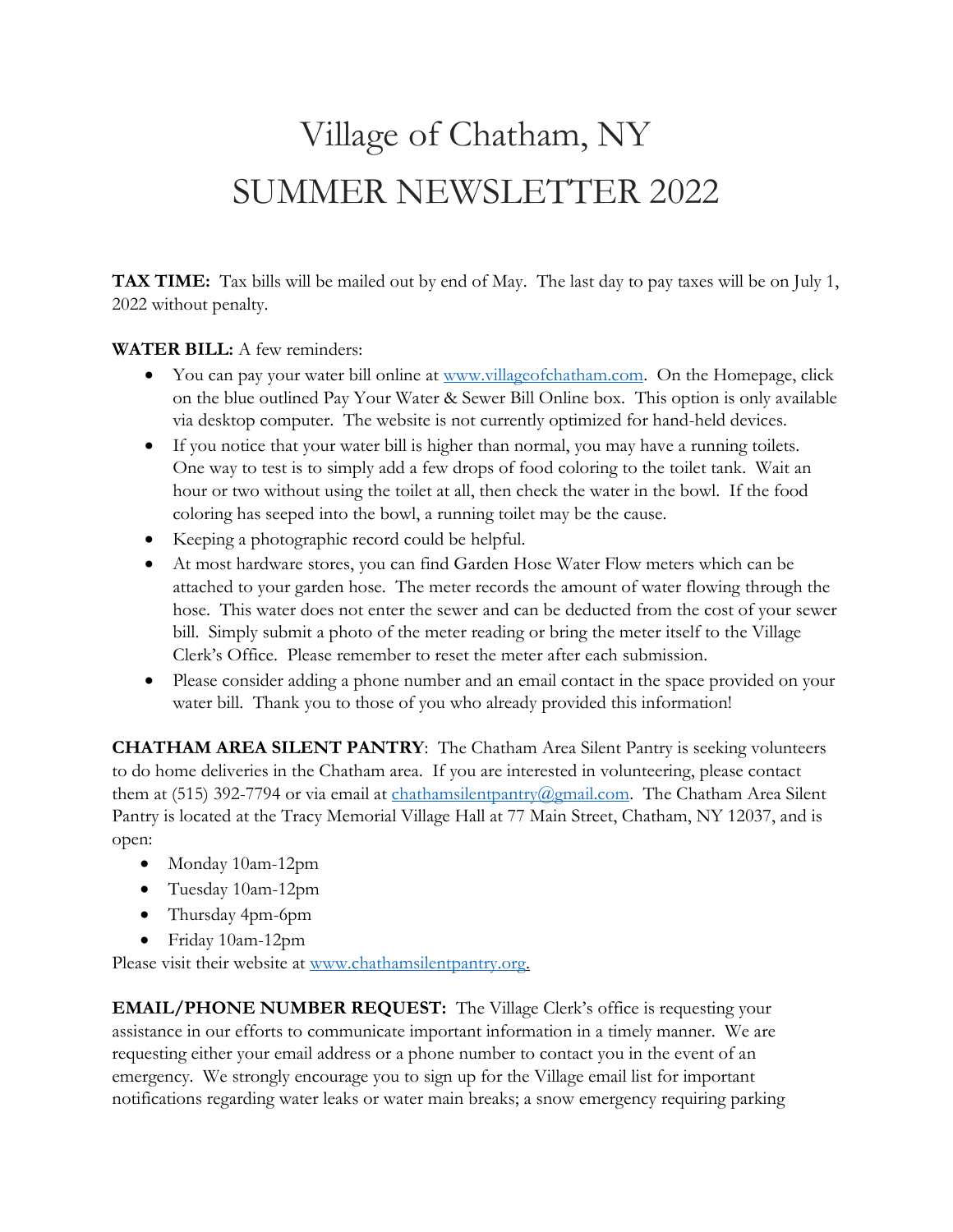# Village of Chatham, NY
# SUMMER NEWSLETTER 2022

**TAX TIME:** Tax bills will be mailed out by end of May. The last day to pay taxes will be on July 1, 2022 without penalty.

**WATER BILL:** A few reminders:

- You can pay your water bill online at www.villageofchatham.com. On the Homepage, click on the blue outlined Pay Your Water & Sewer Bill Online box. This option is only available via desktop computer. The website is not currently optimized for hand-held devices.
- If you notice that your water bill is higher than normal, you may have a running toilets. One way to test is to simply add a few drops of food coloring to the toilet tank. Wait an hour or two without using the toilet at all, then check the water in the bowl. If the food coloring has seeped into the bowl, a running toilet may be the cause.
- Keeping a photographic record could be helpful.
- At most hardware stores, you can find Garden Hose Water Flow meters which can be attached to your garden hose. The meter records the amount of water flowing through the hose. This water does not enter the sewer and can be deducted from the cost of your sewer bill. Simply submit a photo of the meter reading or bring the meter itself to the Village Clerk's Office. Please remember to reset the meter after each submission.
- Please consider adding a phone number and an email contact in the space provided on your water bill. Thank you to those of you who already provided this information!

**CHATHAM AREA SILENT PANTRY**: The Chatham Area Silent Pantry is seeking volunteers to do home deliveries in the Chatham area. If you are interested in volunteering, please contact them at (515) 392-7794 or via email at chathamsilentpantry@gmail.com. The Chatham Area Silent Pantry is located at the Tracy Memorial Village Hall at 77 Main Street, Chatham, NY 12037, and is open:

- Monday 10am-12pm
- Tuesday 10am-12pm
- Thursday 4pm-6pm
- Friday 10am-12pm

Please visit their website at www.chathamsilentpantry.org.

**EMAIL/PHONE NUMBER REQUEST:** The Village Clerk's office is requesting your assistance in our efforts to communicate important information in a timely manner. We are requesting either your email address or a phone number to contact you in the event of an emergency. We strongly encourage you to sign up for the Village email list for important notifications regarding water leaks or water main breaks; a snow emergency requiring parking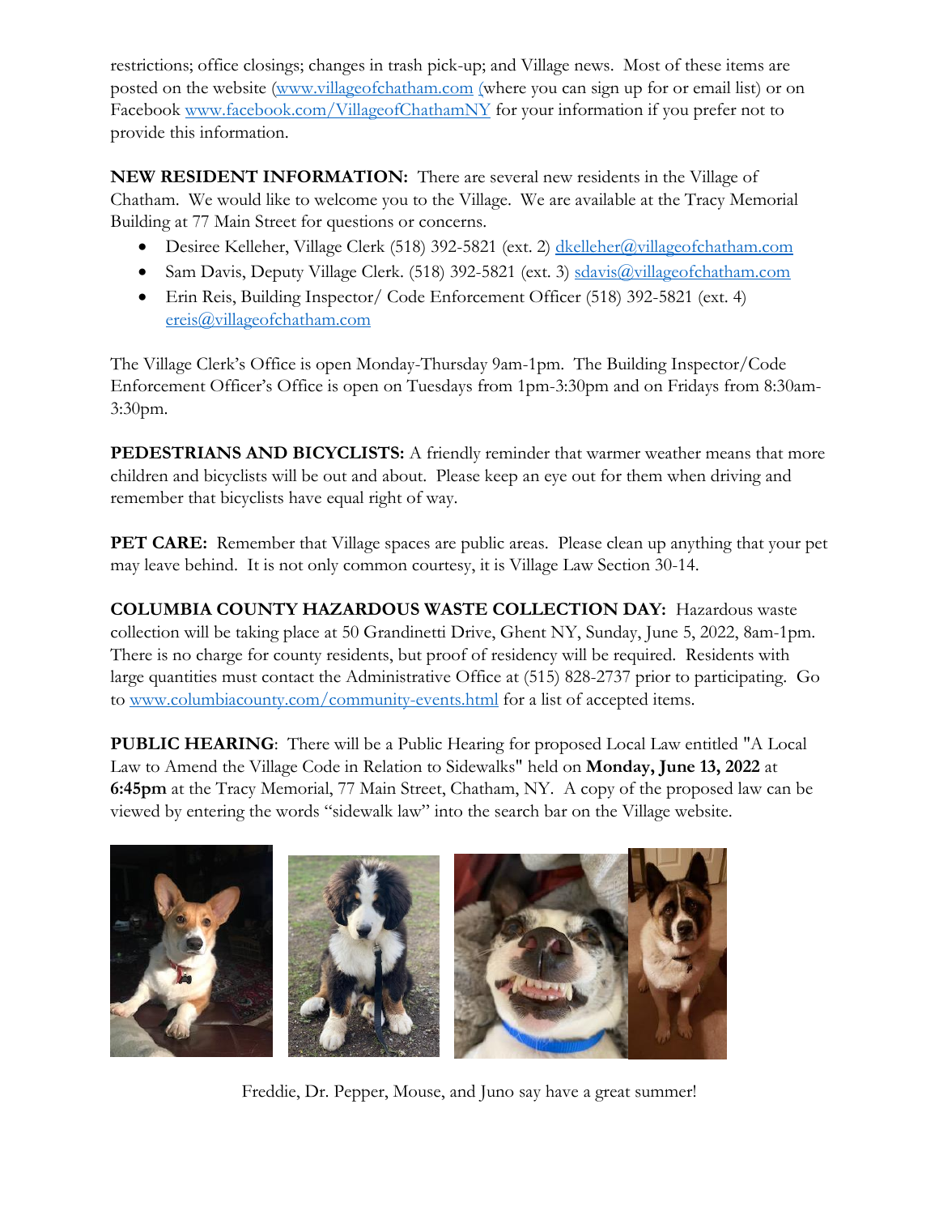restrictions; office closings; changes in trash pick-up; and Village news. Most of these items are posted on the website (www.villageofchatham.com (where you can sign up for or email list) or on Facebook www.facebook.com/VillageofChathamNY for your information if you prefer not to provide this information.

**NEW RESIDENT INFORMATION:** There are several new residents in the Village of Chatham. We would like to welcome you to the Village. We are available at the Tracy Memorial Building at 77 Main Street for questions or concerns.

- Desiree Kelleher, Village Clerk (518) 392-5821 (ext. 2) dkelleher@villageofchatham.com
- Sam Davis, Deputy Village Clerk. (518) 392-5821 (ext. 3) sdavis@villageofchatham.com
- Erin Reis, Building Inspector/ Code Enforcement Officer (518) 392-5821 (ext. 4) ereis@villageofchatham.com

The Village Clerk's Office is open Monday-Thursday 9am-1pm. The Building Inspector/Code Enforcement Officer's Office is open on Tuesdays from 1pm-3:30pm and on Fridays from 8:30am-3:30pm.

**PEDESTRIANS AND BICYCLISTS:** A friendly reminder that warmer weather means that more children and bicyclists will be out and about. Please keep an eye out for them when driving and remember that bicyclists have equal right of way.

**PET CARE:** Remember that Village spaces are public areas. Please clean up anything that your pet may leave behind. It is not only common courtesy, it is Village Law Section 30-14.

**COLUMBIA COUNTY HAZARDOUS WASTE COLLECTION DAY:** Hazardous waste collection will be taking place at 50 Grandinetti Drive, Ghent NY, Sunday, June 5, 2022, 8am-1pm. There is no charge for county residents, but proof of residency will be required. Residents with large quantities must contact the Administrative Office at (515) 828-2737 prior to participating. Go to www.columbiacounty.com/community-events.html for a list of accepted items.

**PUBLIC HEARING**: There will be a Public Hearing for proposed Local Law entitled "A Local Law to Amend the Village Code in Relation to Sidewalks" held on **Monday, June 13, 2022** at **6:45pm** at the Tracy Memorial, 77 Main Street, Chatham, NY. A copy of the proposed law can be viewed by entering the words "sidewalk law" into the search bar on the Village website.

Freddie, Dr. Pepper, Mouse, and Juno say have a great summer!